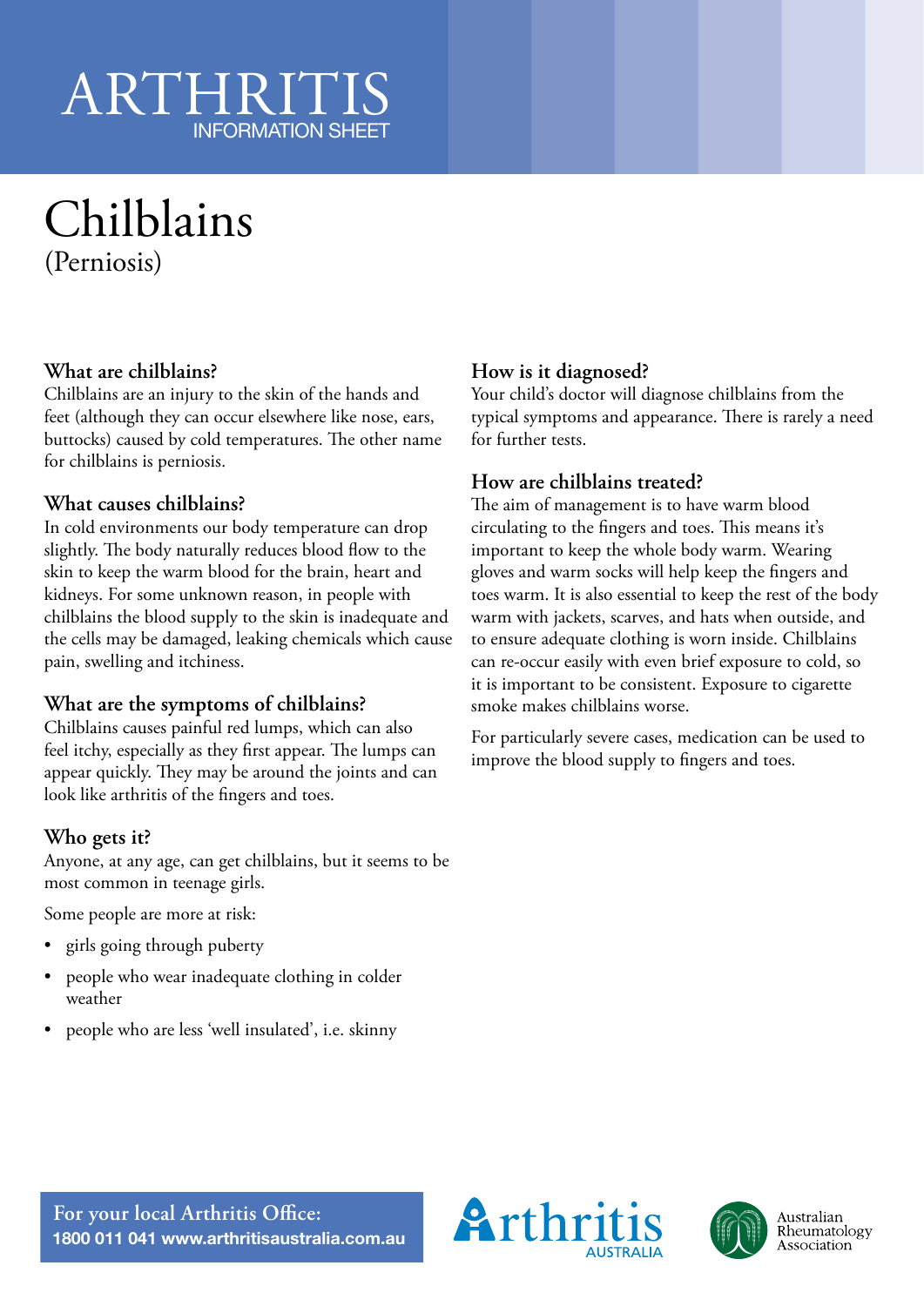ARTHRITIS
INFORMATION SHEET

# Chilblains

(Perniosis)

## What are chilblains?

Chilblains are an injury to the skin of the hands and feet (although they can occur elsewhere like nose, ears, buttocks) caused by cold temperatures. The other name for chilblains is perniosis.

## What causes chilblains?

In cold environments our body temperature can drop slightly. The body naturally reduces blood flow to the skin to keep the warm blood for the brain, heart and kidneys. For some unknown reason, in people with chilblains the blood supply to the skin is inadequate and the cells may be damaged, leaking chemicals which cause pain, swelling and itchiness.

## What are the symptoms of chilblains?

Chilblains causes painful red lumps, which can also feel itchy, especially as they first appear. The lumps can appear quickly. They may be around the joints and can look like arthritis of the fingers and toes.

## Who gets it?

Anyone, at any age, can get chilblains, but it seems to be most common in teenage girls.

Some people are more at risk:

- girls going through puberty
- people who wear inadequate clothing in colder weather
- people who are less 'well insulated', i.e. skinny

## How is it diagnosed?

Your child's doctor will diagnose chilblains from the typical symptoms and appearance. There is rarely a need for further tests.

## How are chilblains treated?

The aim of management is to have warm blood circulating to the fingers and toes. This means it's important to keep the whole body warm. Wearing gloves and warm socks will help keep the fingers and toes warm. It is also essential to keep the rest of the body warm with jackets, scarves, and hats when outside, and to ensure adequate clothing is worn inside. Chilblains can re-occur easily with even brief exposure to cold, so it is important to be consistent. Exposure to cigarette smoke makes chilblains worse.

For particularly severe cases, medication can be used to improve the blood supply to fingers and toes.

**For your local Arthritis Office:**
**1800 011 041 www.arthritisaustralia.com.au**

Arthritis AUSTRALIA

Australian Rheumatology Association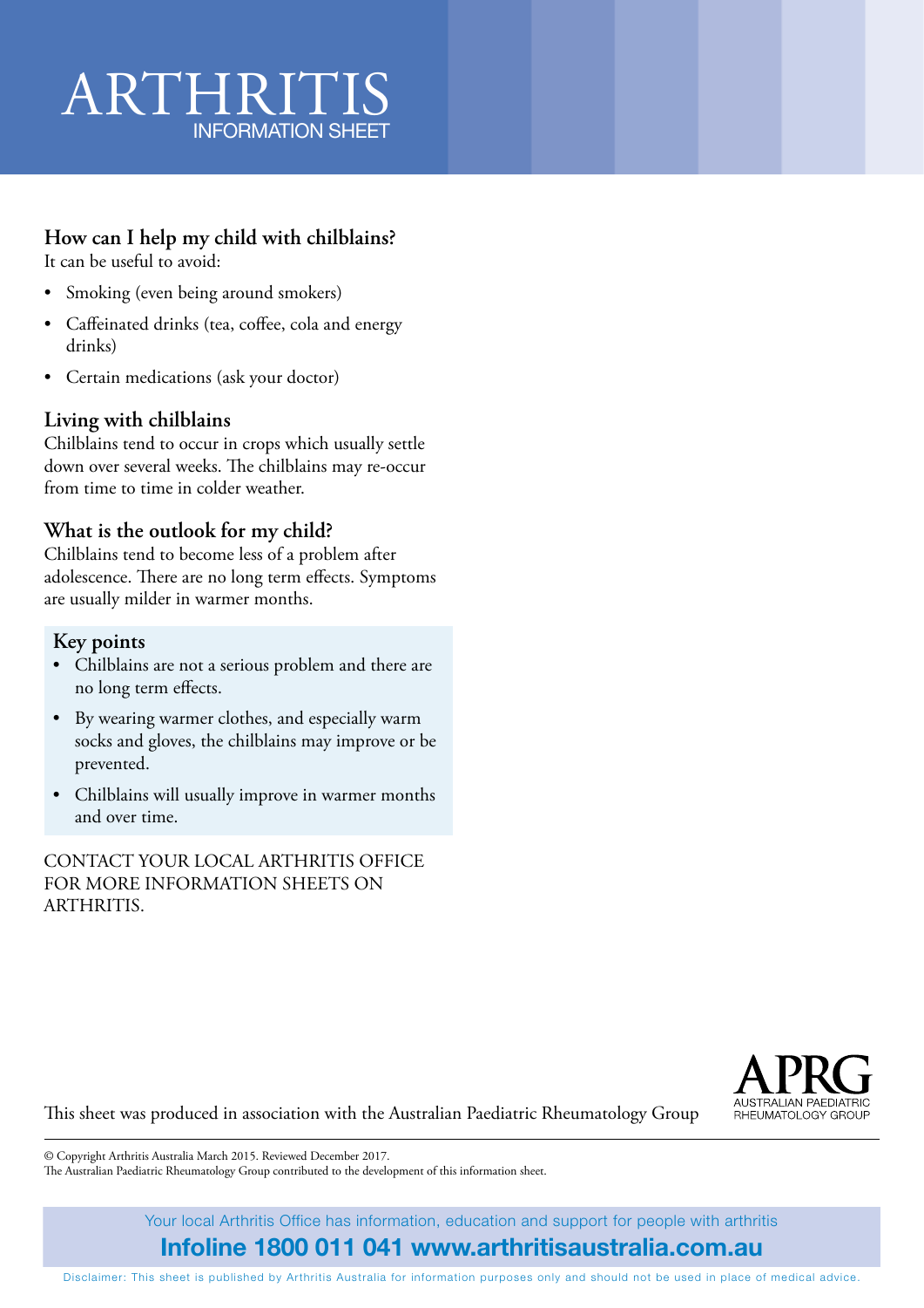# ARTHRITIS
INFORMATION SHEET

### How can I help my child with chilblains?

It can be useful to avoid:

- Smoking (even being around smokers)
- Caffeinated drinks (tea, coffee, cola and energy drinks)
- Certain medications (ask your doctor)

### Living with chilblains

Chilblains tend to occur in crops which usually settle down over several weeks. The chilblains may re-occur from time to time in colder weather.

### What is the outlook for my child?

Chilblains tend to become less of a problem after adolescence. There are no long term effects. Symptoms are usually milder in warmer months.

### Key points

- Chilblains are not a serious problem and there are no long term effects.
- By wearing warmer clothes, and especially warm socks and gloves, the chilblains may improve or be prevented.
- Chilblains will usually improve in warmer months and over time.

CONTACT YOUR LOCAL ARTHRITIS OFFICE FOR MORE INFORMATION SHEETS ON ARTHRITIS.

This sheet was produced in association with the Australian Paediatric Rheumatology Group

APRG
AUSTRALIAN PAEDIATRIC RHEUMATOLOGY GROUP

© Copyright Arthritis Australia March 2015. Reviewed December 2017.
The Australian Paediatric Rheumatology Group contributed to the development of this information sheet.

Your local Arthritis Office has information, education and support for people with arthritis

**Infoline 1800 011 041 www.arthritisaustralia.com.au**

Disclaimer: This sheet is published by Arthritis Australia for information purposes only and should not be used in place of medical advice.